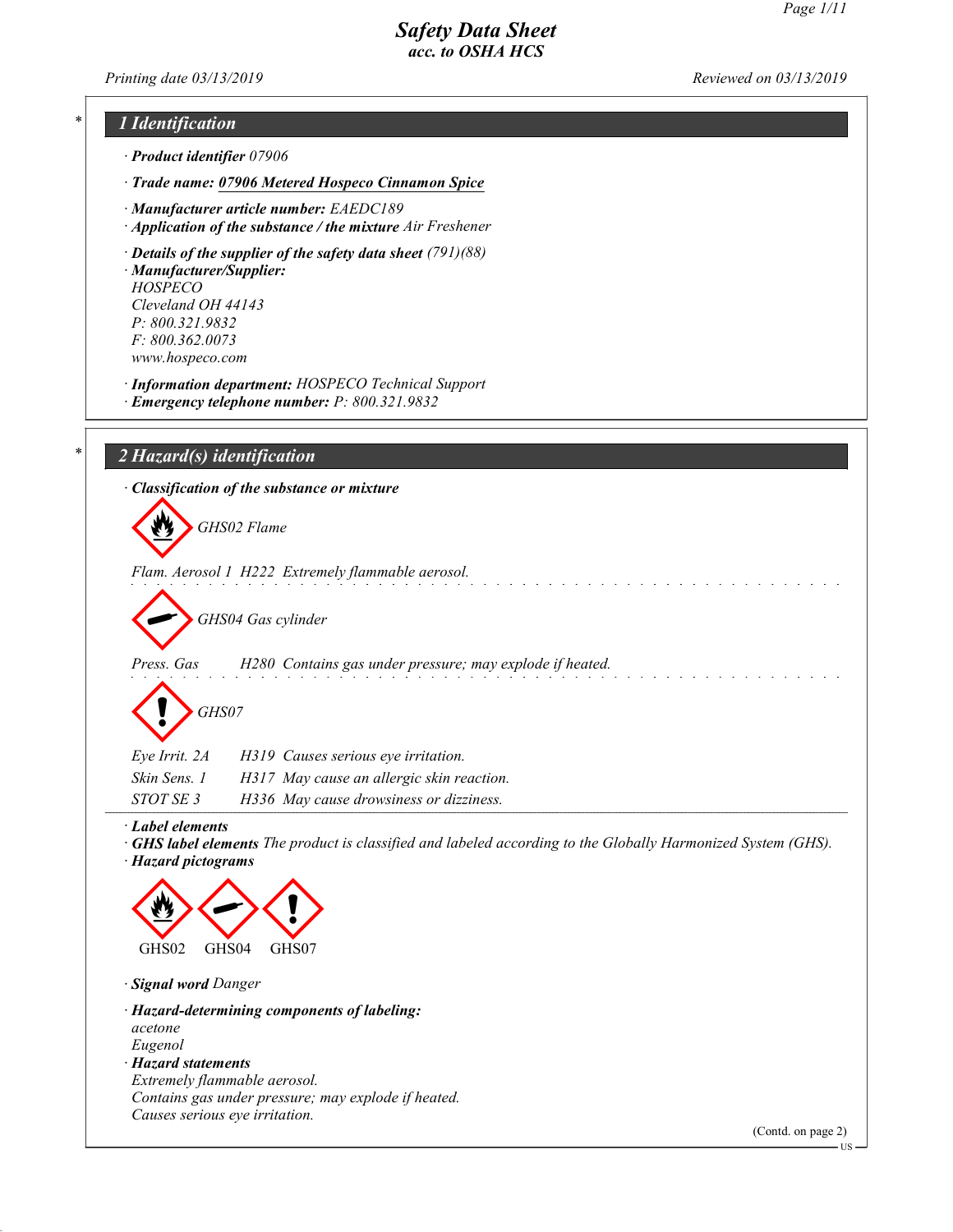# Safety Data Sheet
## acc. to OSHA HCS

Printing date 03/13/2019 Reviewed on 03/13/2019

## 1 Identification

· **Product identifier** 07906

· **Trade name: 07906 Metered Hospeco Cinnamon Spice**

· **Manufacturer article number:** EAEDC189
· **Application of the substance / the mixture** Air Freshener

· **Details of the supplier of the safety data sheet** (791)(88)
· **Manufacturer/Supplier:**
HOSPECO
Cleveland OH 44143
P: 800.321.9832
F: 800.362.0073
www.hospeco.com

· **Information department:** HOSPECO Technical Support
· **Emergency telephone number:** P: 800.321.9832

## 2 Hazard(s) identification

· **Classification of the substance or mixture**

GHS02 Flame

Flam. Aerosol 1 H222 Extremely flammable aerosol.

GHS04 Gas cylinder

Press. Gas H280 Contains gas under pressure; may explode if heated.

GHS07

Eye Irrit. 2A H319 Causes serious eye irritation.
Skin Sens. 1 H317 May cause an allergic skin reaction.
STOT SE 3 H336 May cause drowsiness or dizziness.

· **Label elements**
· **GHS label elements** The product is classified and labeled according to the Globally Harmonized System (GHS).
· **Hazard pictograms**

GHS02 GHS04 GHS07

· **Signal word** Danger

· **Hazard-determining components of labeling:**
acetone
Eugenol
· **Hazard statements**
Extremely flammable aerosol.
Contains gas under pressure; may explode if heated.
Causes serious eye irritation.

(Contd. on page 2)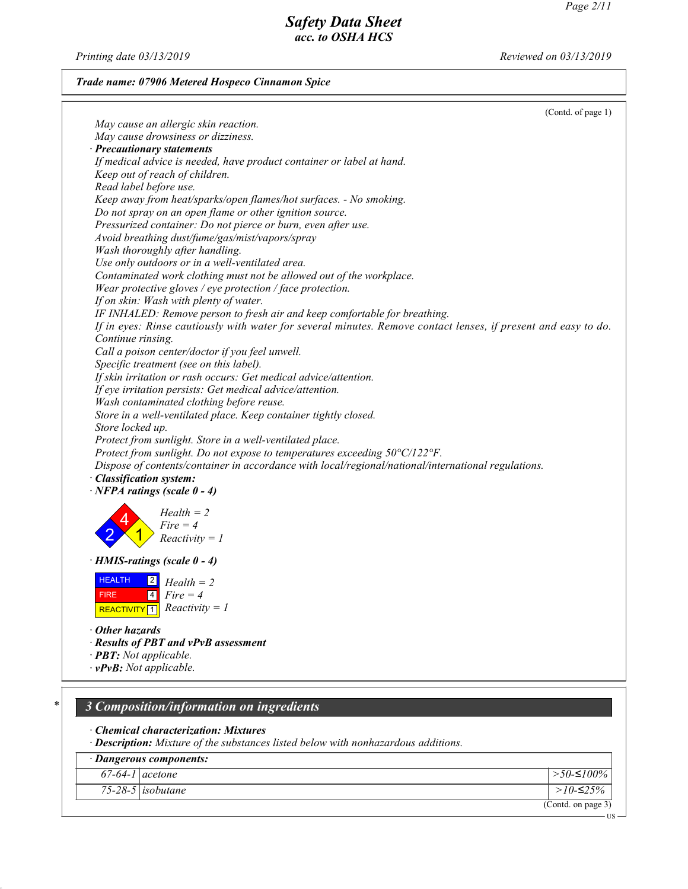*Trade name: 07906 Metered Hospeco Cinnamon Spice*

(Contd. of page 1)

May cause an allergic skin reaction.
May cause drowsiness or dizziness.

· **Precautionary statements**

If medical advice is needed, have product container or label at hand.
Keep out of reach of children.
Read label before use.
Keep away from heat/sparks/open flames/hot surfaces. - No smoking.
Do not spray on an open flame or other ignition source.
Pressurized container: Do not pierce or burn, even after use.
Avoid breathing dust/fume/gas/mist/vapors/spray
Wash thoroughly after handling.
Use only outdoors or in a well-ventilated area.
Contaminated work clothing must not be allowed out of the workplace.
Wear protective gloves / eye protection / face protection.
If on skin: Wash with plenty of water.
IF INHALED: Remove person to fresh air and keep comfortable for breathing.
If in eyes: Rinse cautiously with water for several minutes. Remove contact lenses, if present and easy to do. Continue rinsing.
Call a poison center/doctor if you feel unwell.
Specific treatment (see on this label).
If skin irritation or rash occurs: Get medical advice/attention.
If eye irritation persists: Get medical advice/attention.
Wash contaminated clothing before reuse.
Store in a well-ventilated place. Keep container tightly closed.
Store locked up.
Protect from sunlight. Store in a well-ventilated place.
Protect from sunlight. Do not expose to temperatures exceeding 50°C/122°F.
Dispose of contents/container in accordance with local/regional/national/international regulations.

· **Classification system:**

· **NFPA ratings (scale 0 - 4)**

Health = 2
Fire = 4
Reactivity = 1

· **HMIS-ratings (scale 0 - 4)**

| | |
|---|---|
| HEALTH | 2 |
| FIRE | 4 |
| REACTIVITY | 1 |

Health = 2
Fire = 4
Reactivity = 1

· **Other hazards**

· **Results of PBT and vPvB assessment**

· **PBT:** Not applicable.

· **vPvB:** Not applicable.

## 3 Composition/information on ingredients

· **Chemical characterization: Mixtures**

· **Description:** Mixture of the substances listed below with nonhazardous additions.

| · **Dangerous components:** | | |
|---|---|---|
| 67-64-1 | acetone | >50-≤100% |
| 75-28-5 | isobutane | >10-≤25% |

(Contd. on page 3)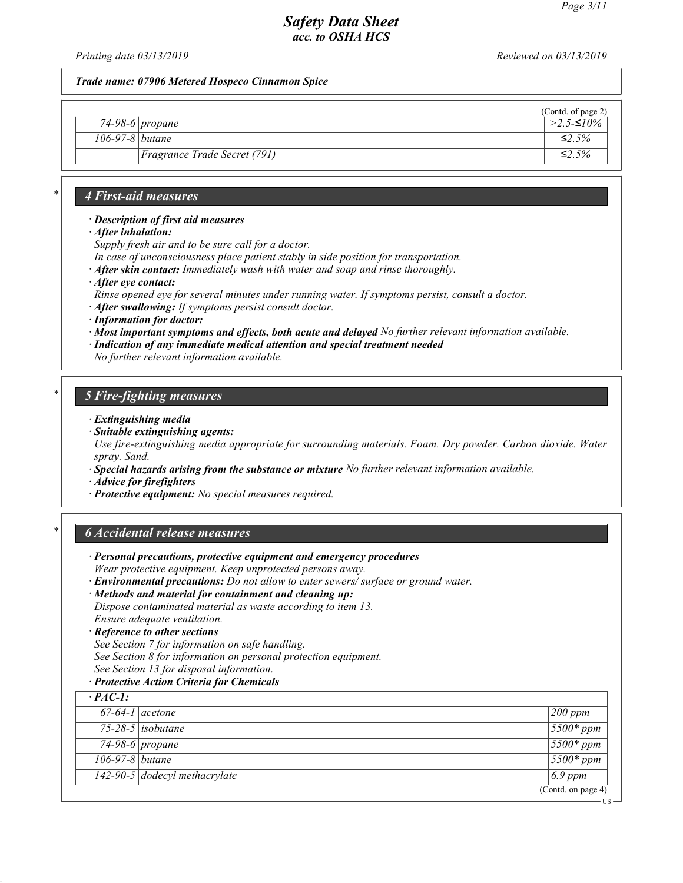*Safety Data Sheet*
*acc. to OSHA HCS*

*Printing date 03/13/2019* *Reviewed on 03/13/2019*

***Trade name: 07906 Metered Hospeco Cinnamon Spice***

(Contd. of page 2)

| | | |
|---|---|---|
| 74-98-6 | propane | >2.5-≤10% |
| 106-97-8 | butane | ≤2.5% |
| | Fragrance Trade Secret (791) | ≤2.5% |

## * 4 First-aid measures

· ***Description of first aid measures***
· ***After inhalation:***
*Supply fresh air and to be sure call for a doctor.*
*In case of unconsciousness place patient stably in side position for transportation.*
· ***After skin contact:*** *Immediately wash with water and soap and rinse thoroughly.*
· ***After eye contact:***
*Rinse opened eye for several minutes under running water. If symptoms persist, consult a doctor.*
· ***After swallowing:*** *If symptoms persist consult doctor.*
· ***Information for doctor:***
· ***Most important symptoms and effects, both acute and delayed*** *No further relevant information available.*
· ***Indication of any immediate medical attention and special treatment needed***
*No further relevant information available.*

## * 5 Fire-fighting measures

· ***Extinguishing media***
· ***Suitable extinguishing agents:***
*Use fire-extinguishing media appropriate for surrounding materials. Foam. Dry powder. Carbon dioxide. Water spray. Sand.*
· ***Special hazards arising from the substance or mixture*** *No further relevant information available.*
· ***Advice for firefighters***
· ***Protective equipment:*** *No special measures required.*

## * 6 Accidental release measures

· ***Personal precautions, protective equipment and emergency procedures***
*Wear protective equipment. Keep unprotected persons away.*
· ***Environmental precautions:*** *Do not allow to enter sewers/ surface or ground water.*
· ***Methods and material for containment and cleaning up:***
*Dispose contaminated material as waste according to item 13.*
*Ensure adequate ventilation.*
· ***Reference to other sections***
*See Section 7 for information on safe handling.*
*See Section 8 for information on personal protection equipment.*
*See Section 13 for disposal information.*
· ***Protective Action Criteria for Chemicals***

| · PAC-1: | | |
|---|---|---|
| 67-64-1 | acetone | 200 ppm |
| 75-28-5 | isobutane | 5500* ppm |
| 74-98-6 | propane | 5500* ppm |
| 106-97-8 | butane | 5500* ppm |
| 142-90-5 | dodecyl methacrylate | 6.9 ppm |

(Contd. on page 4)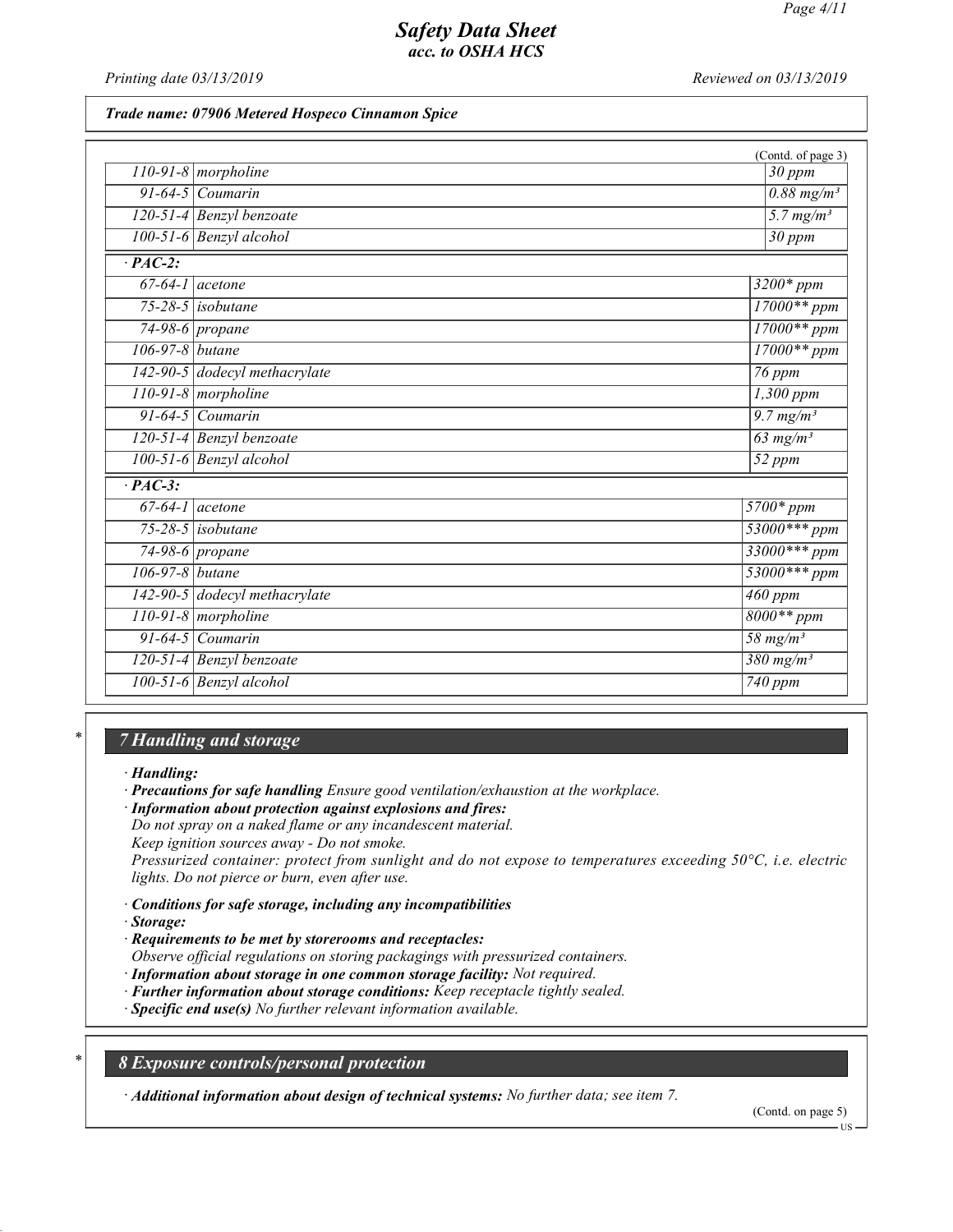Trade name: 07906 Metered Hospeco Cinnamon Spice

(Contd. of page 3)

| | | |
|---|---|---|
| 110-91-8 | morpholine | 30 ppm |
| 91-64-5 | Coumarin | 0.88 mg/m³ |
| 120-51-4 | Benzyl benzoate | 5.7 mg/m³ |
| 100-51-6 | Benzyl alcohol | 30 ppm |
| **· PAC-2:** | | |
| 67-64-1 | acetone | 3200* ppm |
| 75-28-5 | isobutane | 17000** ppm |
| 74-98-6 | propane | 17000** ppm |
| 106-97-8 | butane | 17000** ppm |
| 142-90-5 | dodecyl methacrylate | 76 ppm |
| 110-91-8 | morpholine | 1,300 ppm |
| 91-64-5 | Coumarin | 9.7 mg/m³ |
| 120-51-4 | Benzyl benzoate | 63 mg/m³ |
| 100-51-6 | Benzyl alcohol | 52 ppm |
| **· PAC-3:** | | |
| 67-64-1 | acetone | 5700* ppm |
| 75-28-5 | isobutane | 53000*** ppm |
| 74-98-6 | propane | 33000*** ppm |
| 106-97-8 | butane | 53000*** ppm |
| 142-90-5 | dodecyl methacrylate | 460 ppm |
| 110-91-8 | morpholine | 8000** ppm |
| 91-64-5 | Coumarin | 58 mg/m³ |
| 120-51-4 | Benzyl benzoate | 380 mg/m³ |
| 100-51-6 | Benzyl alcohol | 740 ppm |

## 7 Handling and storage

· **Handling:**

· **Precautions for safe handling** Ensure good ventilation/exhaustion at the workplace.

· **Information about protection against explosions and fires:**
Do not spray on a naked flame or any incandescent material.
Keep ignition sources away - Do not smoke.
Pressurized container: protect from sunlight and do not expose to temperatures exceeding 50°C, i.e. electric lights. Do not pierce or burn, even after use.

· **Conditions for safe storage, including any incompatibilities**

· **Storage:**

· **Requirements to be met by storerooms and receptacles:**
Observe official regulations on storing packagings with pressurized containers.

· **Information about storage in one common storage facility:** Not required.

· **Further information about storage conditions:** Keep receptacle tightly sealed.

· **Specific end use(s)** No further relevant information available.

## 8 Exposure controls/personal protection

· **Additional information about design of technical systems:** No further data; see item 7.

(Contd. on page 5)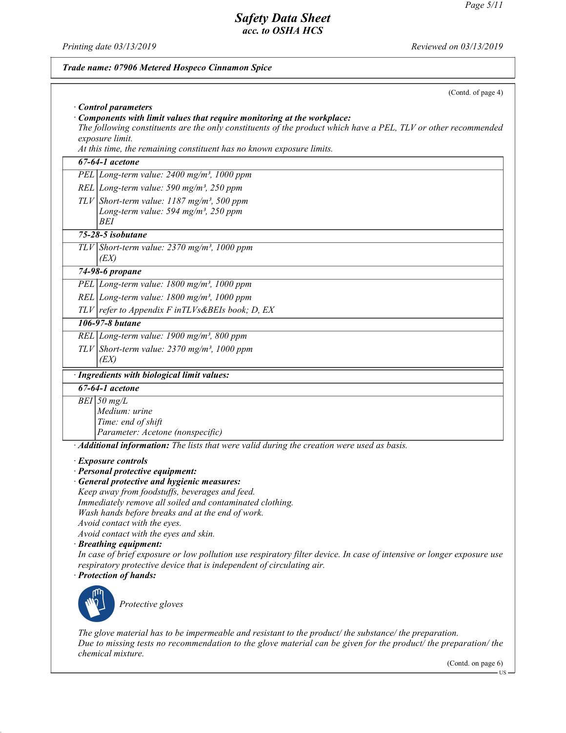Trade name: 07906 Metered Hospeco Cinnamon Spice

(Contd. of page 4)

· **Control parameters**

· **Components with limit values that require monitoring at the workplace:**

The following constituents are the only constituents of the product which have a PEL, TLV or other recommended exposure limit.

At this time, the remaining constituent has no known exposure limits.

| **67-64-1 acetone** | |
|---|---|
| PEL | Long-term value: 2400 mg/m³, 1000 ppm |
| REL | Long-term value: 590 mg/m³, 250 ppm |
| TLV | Short-term value: 1187 mg/m³, 500 ppm<br>Long-term value: 594 mg/m³, 250 ppm<br>BEI |
| **75-28-5 isobutane** | |
| TLV | Short-term value: 2370 mg/m³, 1000 ppm<br>(EX) |
| **74-98-6 propane** | |
| PEL | Long-term value: 1800 mg/m³, 1000 ppm |
| REL | Long-term value: 1800 mg/m³, 1000 ppm |
| TLV | refer to Appendix F inTLVs&BEIs book; D, EX |
| **106-97-8 butane** | |
| REL | Long-term value: 1900 mg/m³, 800 ppm |
| TLV | Short-term value: 2370 mg/m³, 1000 ppm<br>(EX) |

· **Ingredients with biological limit values:**

| **67-64-1 acetone** | |
|---|---|
| BEI | 50 mg/L<br>Medium: urine<br>Time: end of shift<br>Parameter: Acetone (nonspecific) |

· **Additional information:** The lists that were valid during the creation were used as basis.

· **Exposure controls**

· **Personal protective equipment:**

· **General protective and hygienic measures:**

Keep away from foodstuffs, beverages and feed.
Immediately remove all soiled and contaminated clothing.
Wash hands before breaks and at the end of work.
Avoid contact with the eyes.
Avoid contact with the eyes and skin.

· **Breathing equipment:**

In case of brief exposure or low pollution use respiratory filter device. In case of intensive or longer exposure use respiratory protective device that is independent of circulating air.

· **Protection of hands:**

Protective gloves

The glove material has to be impermeable and resistant to the product/ the substance/ the preparation.
Due to missing tests no recommendation to the glove material can be given for the product/ the preparation/ the chemical mixture.

(Contd. on page 6)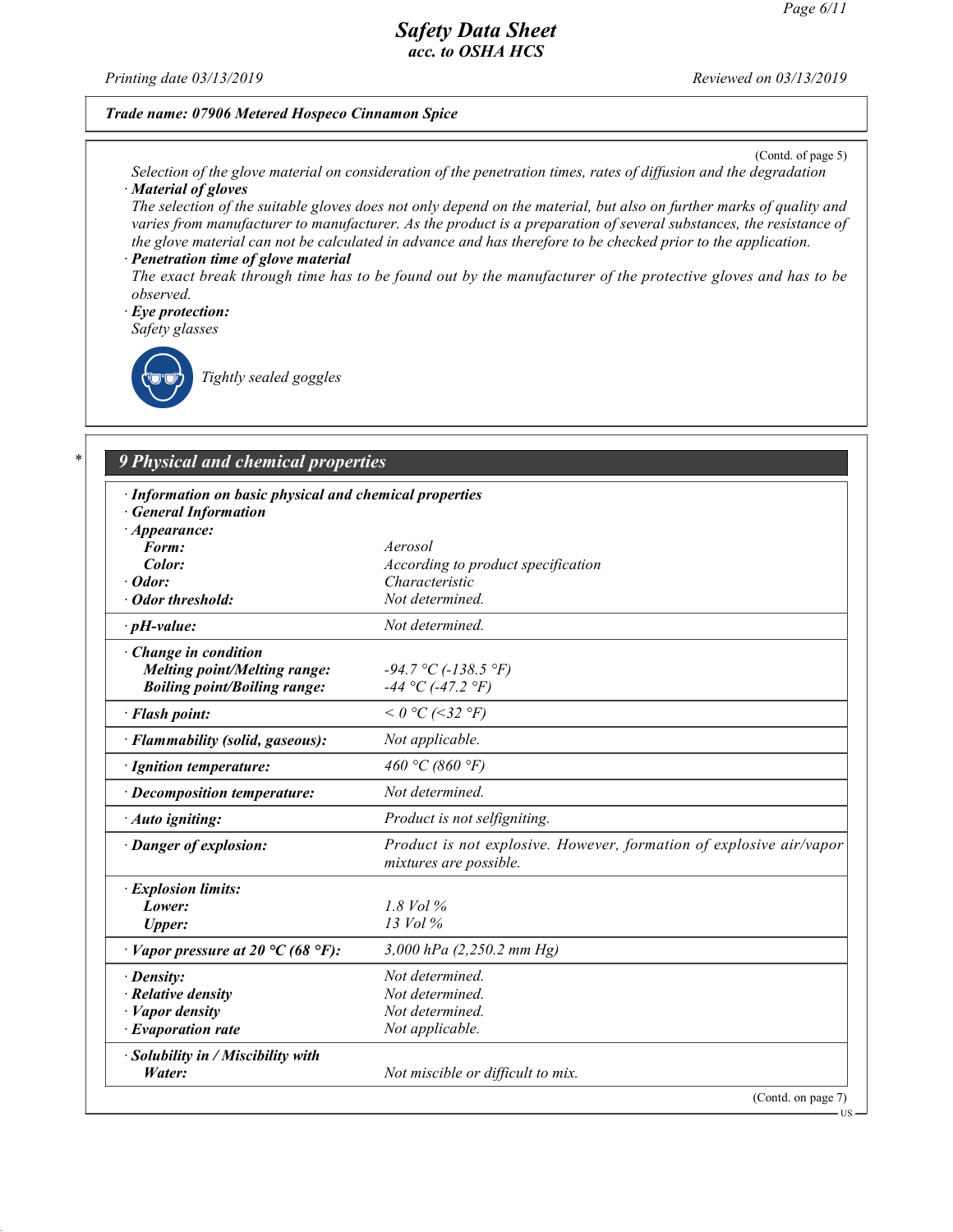**Trade name: 07906 Metered Hospeco Cinnamon Spice**

(Contd. of page 5)

*Selection of the glove material on consideration of the penetration times, rates of diffusion and the degradation*

· **Material of gloves**

*The selection of the suitable gloves does not only depend on the material, but also on further marks of quality and varies from manufacturer to manufacturer. As the product is a preparation of several substances, the resistance of the glove material can not be calculated in advance and has therefore to be checked prior to the application.*

· **Penetration time of glove material**

*The exact break through time has to be found out by the manufacturer of the protective gloves and has to be observed.*

· **Eye protection:**

*Safety glasses*

*Tightly sealed goggles*

## 9 Physical and chemical properties

| | |
|---|---|
| · **Information on basic physical and chemical properties** | |
| · **General Information** | |
| · **Appearance:** | |
| **Form:** | Aerosol |
| **Color:** | According to product specification |
| · **Odor:** | Characteristic |
| · **Odor threshold:** | Not determined. |
| · **pH-value:** | Not determined. |
| · **Change in condition** | |
| **Melting point/Melting range:** | -94.7 °C (-138.5 °F) |
| **Boiling point/Boiling range:** | -44 °C (-47.2 °F) |
| · **Flash point:** | < 0 °C (<32 °F) |
| · **Flammability (solid, gaseous):** | Not applicable. |
| · **Ignition temperature:** | 460 °C (860 °F) |
| · **Decomposition temperature:** | Not determined. |
| · **Auto igniting:** | Product is not selfigniting. |
| · **Danger of explosion:** | Product is not explosive. However, formation of explosive air/vapor mixtures are possible. |
| · **Explosion limits:** | |
| **Lower:** | 1.8 Vol % |
| **Upper:** | 13 Vol % |
| · **Vapor pressure at 20 °C (68 °F):** | 3,000 hPa (2,250.2 mm Hg) |
| · **Density:** | Not determined. |
| · **Relative density** | Not determined. |
| · **Vapor density** | Not determined. |
| · **Evaporation rate** | Not applicable. |
| · **Solubility in / Miscibility with** | |
| **Water:** | Not miscible or difficult to mix. |

(Contd. on page 7)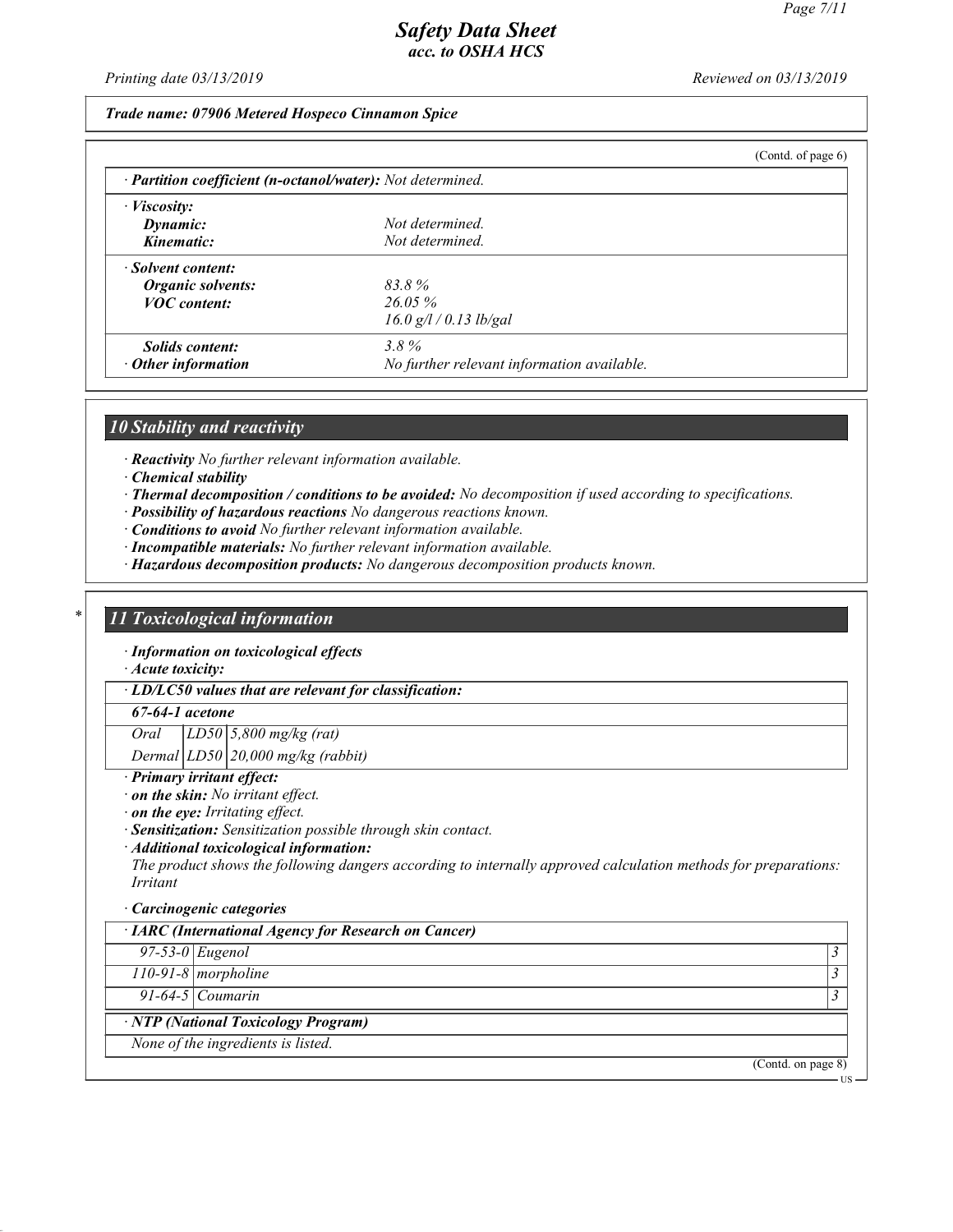*Trade name: 07906 Metered Hospeco Cinnamon Spice*

(Contd. of page 6)

· **Partition coefficient (n-octanol/water):** Not determined.

| · **Viscosity:** | |
|---|---|
| **Dynamic:** | Not determined. |
| **Kinematic:** | Not determined. |
| · **Solvent content:** | |
| **Organic solvents:** | 83.8 % |
| **VOC content:** | 26.05 % |
| | 16.0 g/l / 0.13 lb/gal |
| **Solids content:** | 3.8 % |
| · **Other information** | No further relevant information available. |

## 10 Stability and reactivity

· **Reactivity** No further relevant information available.
· **Chemical stability**
· **Thermal decomposition / conditions to be avoided:** No decomposition if used according to specifications.
· **Possibility of hazardous reactions** No dangerous reactions known.
· **Conditions to avoid** No further relevant information available.
· **Incompatible materials:** No further relevant information available.
· **Hazardous decomposition products:** No dangerous decomposition products known.

## 11 Toxicological information

· **Information on toxicological effects**
· **Acute toxicity:**

| · **LD/LC50 values that are relevant for classification:** | | |
|---|---|---|
| **67-64-1 acetone** | | |
| Oral | LD50 | 5,800 mg/kg (rat) |
| Dermal | LD50 | 20,000 mg/kg (rabbit) |

· **Primary irritant effect:**
· **on the skin:** No irritant effect.
· **on the eye:** Irritating effect.
· **Sensitization:** Sensitization possible through skin contact.
· **Additional toxicological information:**
The product shows the following dangers according to internally approved calculation methods for preparations:
Irritant

· **Carcinogenic categories**

| · **IARC (International Agency for Research on Cancer)** | | |
|---|---|---|
| 97-53-0 | Eugenol | 3 |
| 110-91-8 | morpholine | 3 |
| 91-64-5 | Coumarin | 3 |

| · **NTP (National Toxicology Program)** |
|---|
| None of the ingredients is listed. |

(Contd. on page 8)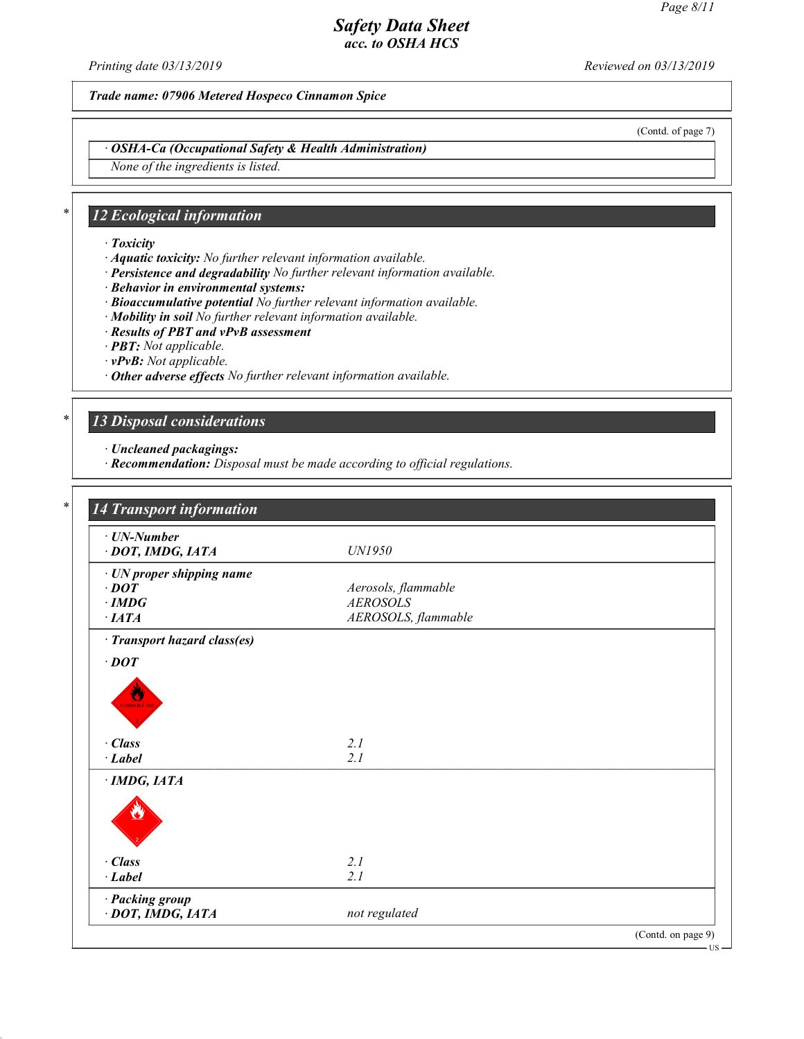(Contd. of page 7)

· **OSHA-Ca (Occupational Safety & Health Administration)**

None of the ingredients is listed.

## * 12 Ecological information

· **Toxicity**
· **Aquatic toxicity:** No further relevant information available.
· **Persistence and degradability** No further relevant information available.
· **Behavior in environmental systems:**
· **Bioaccumulative potential** No further relevant information available.
· **Mobility in soil** No further relevant information available.
· **Results of PBT and vPvB assessment**
· **PBT:** Not applicable.
· **vPvB:** Not applicable.
· **Other adverse effects** No further relevant information available.

## * 13 Disposal considerations

· **Uncleaned packagings:**
· **Recommendation:** Disposal must be made according to official regulations.

## * 14 Transport information

| | |
|---|---|
| · **UN-Number** | |
| · **DOT, IMDG, IATA** | UN1950 |
| · **UN proper shipping name** | |
| · **DOT** | Aerosols, flammable |
| · **IMDG** | AEROSOLS |
| · **IATA** | AEROSOLS, flammable |
| · **Transport hazard class(es)** | |
| · **DOT** | |
| · **Class** | 2.1 |
| · **Label** | 2.1 |
| · **IMDG, IATA** | |
| · **Class** | 2.1 |
| · **Label** | 2.1 |
| · **Packing group** | |
| · **DOT, IMDG, IATA** | not regulated |

(Contd. on page 9)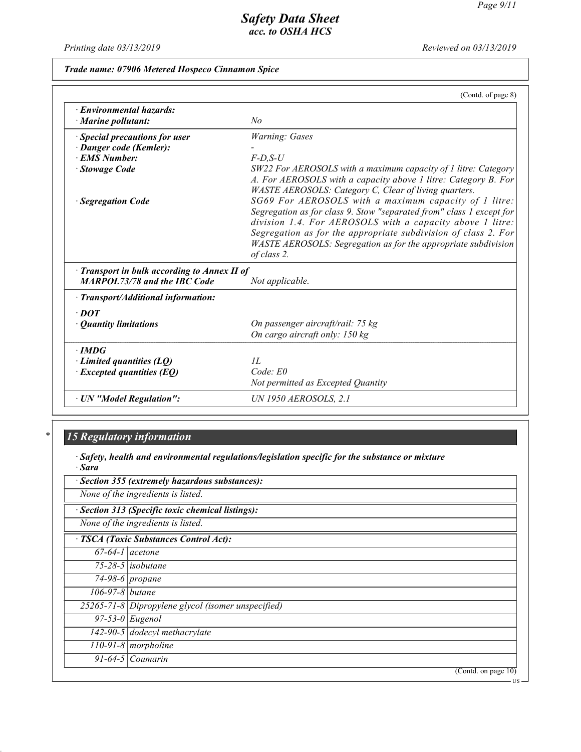*Trade name: 07906 Metered Hospeco Cinnamon Spice*

(Contd. of page 8)

| | |
|---|---|
| · **Environmental hazards:** | |
| · **Marine pollutant:** | No |
| · **Special precautions for user** | Warning: Gases |
| · **Danger code (Kemler):** | - |
| · **EMS Number:** | F-D,S-U |
| · **Stowage Code** | SW22 For AEROSOLS with a maximum capacity of 1 litre: Category A. For AEROSOLS with a capacity above 1 litre: Category B. For WASTE AEROSOLS: Category C, Clear of living quarters. |
| · **Segregation Code** | SG69 For AEROSOLS with a maximum capacity of 1 litre: Segregation as for class 9. Stow "separated from" class 1 except for division 1.4. For AEROSOLS with a capacity above 1 litre: Segregation as for the appropriate subdivision of class 2. For WASTE AEROSOLS: Segregation as for the appropriate subdivision of class 2. |
| · **Transport in bulk according to Annex II of MARPOL73/78 and the IBC Code** | Not applicable. |
| · **Transport/Additional information:** | |
| · **DOT** | |
| · **Quantity limitations** | On passenger aircraft/rail: 75 kg<br>On cargo aircraft only: 150 kg |
| · **IMDG** | |
| · **Limited quantities (LQ)** | 1L |
| · **Excepted quantities (EQ)** | Code: E0<br>Not permitted as Excepted Quantity |
| · **UN "Model Regulation":** | UN 1950 AEROSOLS, 2.1 |

## * 15 Regulatory information

· ***Safety, health and environmental regulations/legislation specific for the substance or mixture***

· ***Sara***

· **Section 355 (extremely hazardous substances):**

None of the ingredients is listed.

· **Section 313 (Specific toxic chemical listings):**

None of the ingredients is listed.

· **TSCA (Toxic Substances Control Act):**

| | |
|---|---|
| 67-64-1 | acetone |
| 75-28-5 | isobutane |
| 74-98-6 | propane |
| 106-97-8 | butane |
| 25265-71-8 | Dipropylene glycol (isomer unspecified) |
| 97-53-0 | Eugenol |
| 142-90-5 | dodecyl methacrylate |
| 110-91-8 | morpholine |
| 91-64-5 | Coumarin |

(Contd. on page 10)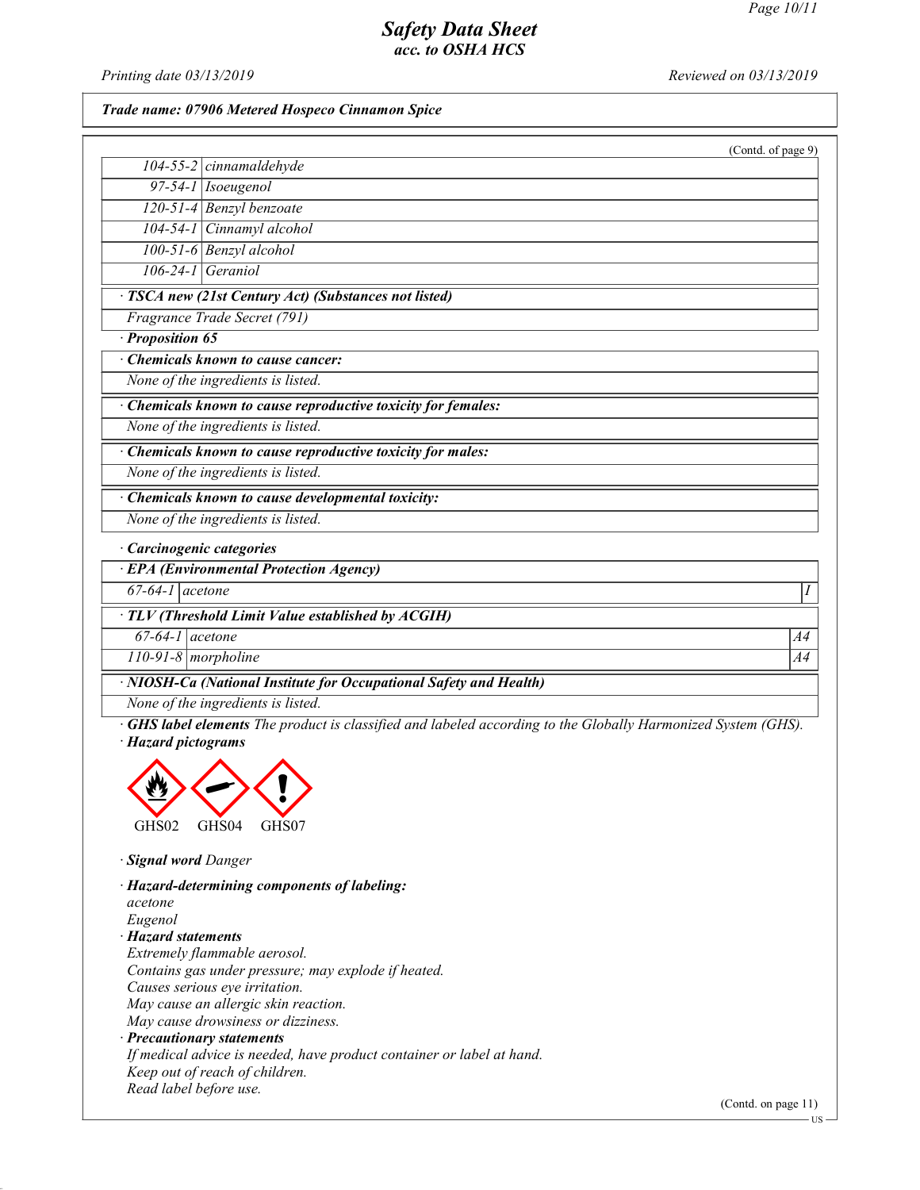Printing date 03/13/2019 | Reviewed on 03/13/2019

**Trade name: 07906 Metered Hospeco Cinnamon Spice**

(Contd. of page 9)

| | |
|---|---|
| 104-55-2 | cinnamaldehyde |
| 97-54-1 | Isoeugenol |
| 120-51-4 | Benzyl benzoate |
| 104-54-1 | Cinnamyl alcohol |
| 100-51-6 | Benzyl alcohol |
| 106-24-1 | Geraniol |

· **TSCA new (21st Century Act) (Substances not listed)**

Fragrance Trade Secret (791)

· **Proposition 65**

· **Chemicals known to cause cancer:**

None of the ingredients is listed.

· **Chemicals known to cause reproductive toxicity for females:**

None of the ingredients is listed.

· **Chemicals known to cause reproductive toxicity for males:**

None of the ingredients is listed.

· **Chemicals known to cause developmental toxicity:**

None of the ingredients is listed.

· **Carcinogenic categories**

· **EPA (Environmental Protection Agency)**

| | | |
|---|---|---|
| 67-64-1 | acetone | I |

· **TLV (Threshold Limit Value established by ACGIH)**

| | | |
|---|---|---|
| 67-64-1 | acetone | A4 |
| 110-91-8 | morpholine | A4 |

· **NIOSH-Ca (National Institute for Occupational Safety and Health)**

None of the ingredients is listed.

· **GHS label elements** The product is classified and labeled according to the Globally Harmonized System (GHS).

· **Hazard pictograms**

GHS02 GHS04 GHS07

· **Signal word** Danger

· **Hazard-determining components of labeling:**

acetone
Eugenol

· **Hazard statements**

Extremely flammable aerosol.
Contains gas under pressure; may explode if heated.
Causes serious eye irritation.
May cause an allergic skin reaction.
May cause drowsiness or dizziness.

· **Precautionary statements**

If medical advice is needed, have product container or label at hand.
Keep out of reach of children.
Read label before use.

(Contd. on page 11)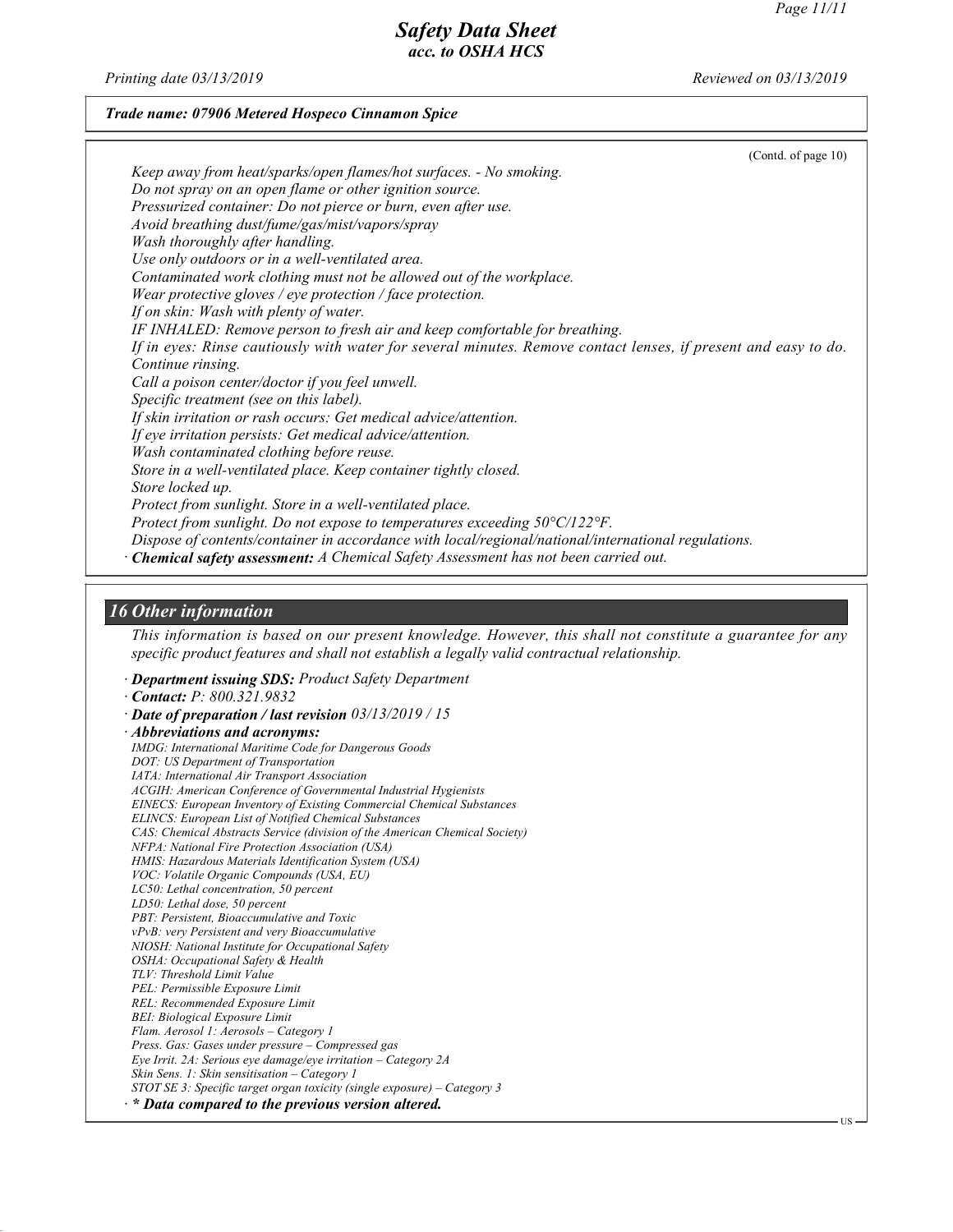*Safety Data Sheet*
*acc. to OSHA HCS*

*Printing date 03/13/2019* *Reviewed on 03/13/2019*

***Trade name: 07906 Metered Hospeco Cinnamon Spice***

(Contd. of page 10)

*Keep away from heat/sparks/open flames/hot surfaces. - No smoking.*
*Do not spray on an open flame or other ignition source.*
*Pressurized container: Do not pierce or burn, even after use.*
*Avoid breathing dust/fume/gas/mist/vapors/spray*
*Wash thoroughly after handling.*
*Use only outdoors or in a well-ventilated area.*
*Contaminated work clothing must not be allowed out of the workplace.*
*Wear protective gloves / eye protection / face protection.*
*If on skin: Wash with plenty of water.*
*IF INHALED: Remove person to fresh air and keep comfortable for breathing.*
*If in eyes: Rinse cautiously with water for several minutes. Remove contact lenses, if present and easy to do. Continue rinsing.*
*Call a poison center/doctor if you feel unwell.*
*Specific treatment (see on this label).*
*If skin irritation or rash occurs: Get medical advice/attention.*
*If eye irritation persists: Get medical advice/attention.*
*Wash contaminated clothing before reuse.*
*Store in a well-ventilated place. Keep container tightly closed.*
*Store locked up.*
*Protect from sunlight. Store in a well-ventilated place.*
*Protect from sunlight. Do not expose to temperatures exceeding 50°C/122°F.*
*Dispose of contents/container in accordance with local/regional/national/international regulations.*

· ***Chemical safety assessment:*** *A Chemical Safety Assessment has not been carried out.*

## 16 Other information

*This information is based on our present knowledge. However, this shall not constitute a guarantee for any specific product features and shall not establish a legally valid contractual relationship.*

· ***Department issuing SDS:*** *Product Safety Department*
· ***Contact:*** *P: 800.321.9832*
· ***Date of preparation / last revision*** *03/13/2019 / 15*
· ***Abbreviations and acronyms:***

*IMDG: International Maritime Code for Dangerous Goods*
*DOT: US Department of Transportation*
*IATA: International Air Transport Association*
*ACGIH: American Conference of Governmental Industrial Hygienists*
*EINECS: European Inventory of Existing Commercial Chemical Substances*
*ELINCS: European List of Notified Chemical Substances*
*CAS: Chemical Abstracts Service (division of the American Chemical Society)*
*NFPA: National Fire Protection Association (USA)*
*HMIS: Hazardous Materials Identification System (USA)*
*VOC: Volatile Organic Compounds (USA, EU)*
*LC50: Lethal concentration, 50 percent*
*LD50: Lethal dose, 50 percent*
*PBT: Persistent, Bioaccumulative and Toxic*
*vPvB: very Persistent and very Bioaccumulative*
*NIOSH: National Institute for Occupational Safety*
*OSHA: Occupational Safety & Health*
*TLV: Threshold Limit Value*
*PEL: Permissible Exposure Limit*
*REL: Recommended Exposure Limit*
*BEI: Biological Exposure Limit*
*Flam. Aerosol 1: Aerosols – Category 1*
*Press. Gas: Gases under pressure – Compressed gas*
*Eye Irrit. 2A: Serious eye damage/eye irritation – Category 2A*
*Skin Sens. 1: Skin sensitisation – Category 1*
*STOT SE 3: Specific target organ toxicity (single exposure) – Category 3*

· ***\* Data compared to the previous version altered.***

US